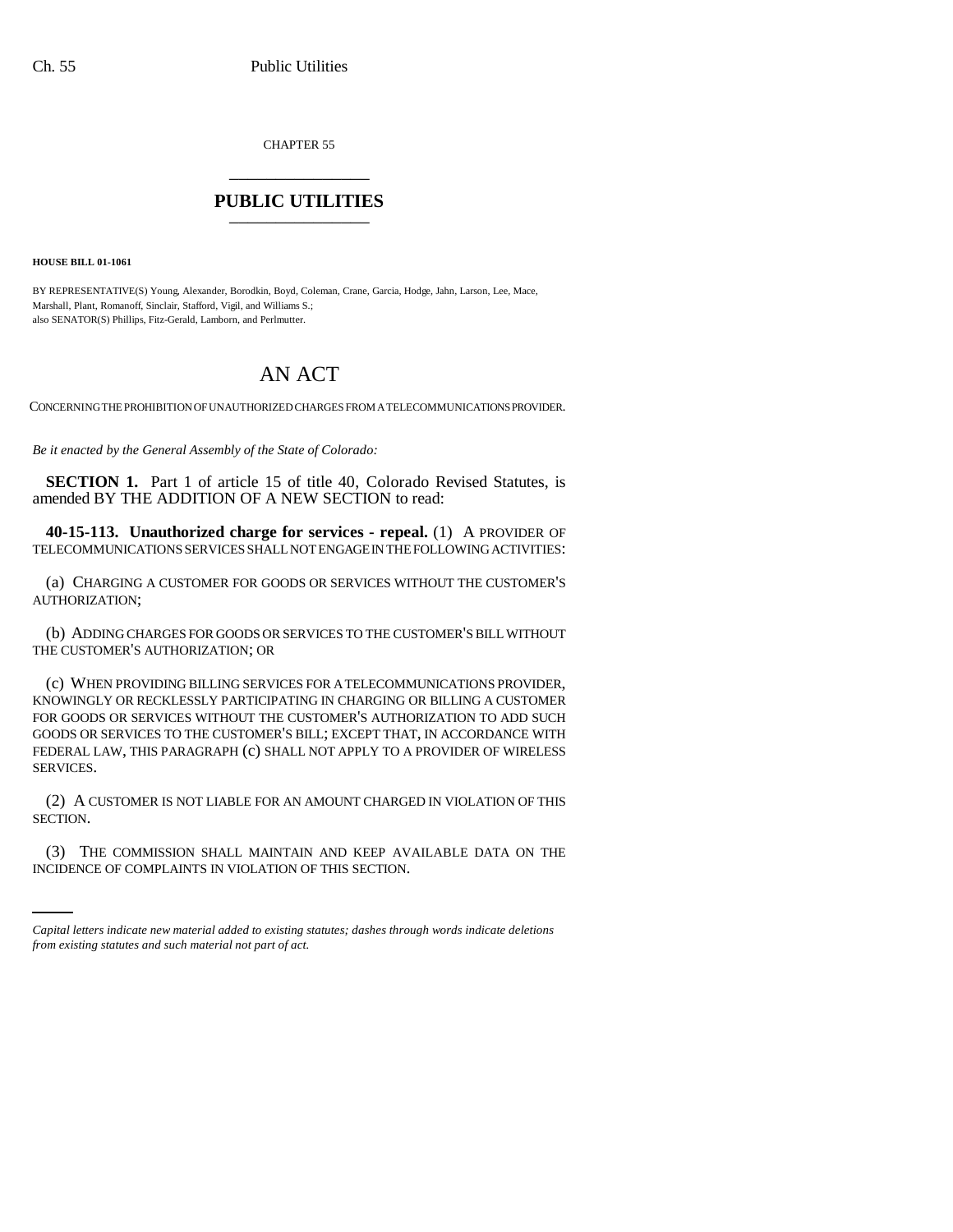CHAPTER 55

# PUBLIC UTILITIES

**HOUSE BILL 01-1061**

BY REPRESENTATIVE(S) Young, Alexander, Borodkin, Boyd, Coleman, Crane, Garcia, Hodge, Jahn, Larson, Lee, Mace, Marshall, Plant, Romanoff, Sinclair, Stafford, Vigil, and Williams S.;
also SENATOR(S) Phillips, Fitz-Gerald, Lamborn, and Perlmutter.

# AN ACT

CONCERNING THE PROHIBITION OF UNAUTHORIZED CHARGES FROM A TELECOMMUNICATIONS PROVIDER.

*Be it enacted by the General Assembly of the State of Colorado:*

**SECTION 1.** Part 1 of article 15 of title 40, Colorado Revised Statutes, is amended BY THE ADDITION OF A NEW SECTION to read:

**40-15-113. Unauthorized charge for services - repeal.** (1) A PROVIDER OF TELECOMMUNICATIONS SERVICES SHALL NOT ENGAGE IN THE FOLLOWING ACTIVITIES:

(a) CHARGING A CUSTOMER FOR GOODS OR SERVICES WITHOUT THE CUSTOMER'S AUTHORIZATION;

(b) ADDING CHARGES FOR GOODS OR SERVICES TO THE CUSTOMER'S BILL WITHOUT THE CUSTOMER'S AUTHORIZATION; OR

(c) WHEN PROVIDING BILLING SERVICES FOR A TELECOMMUNICATIONS PROVIDER, KNOWINGLY OR RECKLESSLY PARTICIPATING IN CHARGING OR BILLING A CUSTOMER FOR GOODS OR SERVICES WITHOUT THE CUSTOMER'S AUTHORIZATION TO ADD SUCH GOODS OR SERVICES TO THE CUSTOMER'S BILL; EXCEPT THAT, IN ACCORDANCE WITH FEDERAL LAW, THIS PARAGRAPH (c) SHALL NOT APPLY TO A PROVIDER OF WIRELESS SERVICES.

(2) A CUSTOMER IS NOT LIABLE FOR AN AMOUNT CHARGED IN VIOLATION OF THIS SECTION.

(3) THE COMMISSION SHALL MAINTAIN AND KEEP AVAILABLE DATA ON THE INCIDENCE OF COMPLAINTS IN VIOLATION OF THIS SECTION.

*Capital letters indicate new material added to existing statutes; dashes through words indicate deletions from existing statutes and such material not part of act.*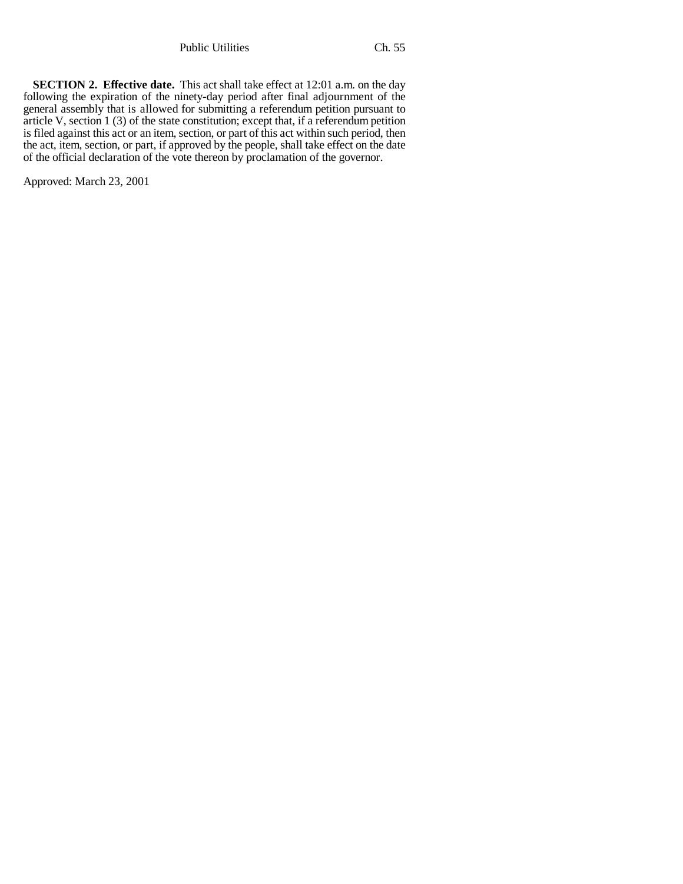**SECTION 2. Effective date.** This act shall take effect at 12:01 a.m. on the day following the expiration of the ninety-day period after final adjournment of the general assembly that is allowed for submitting a referendum petition pursuant to article V, section 1 (3) of the state constitution; except that, if a referendum petition is filed against this act or an item, section, or part of this act within such period, then the act, item, section, or part, if approved by the people, shall take effect on the date of the official declaration of the vote thereon by proclamation of the governor.

Approved: March 23, 2001